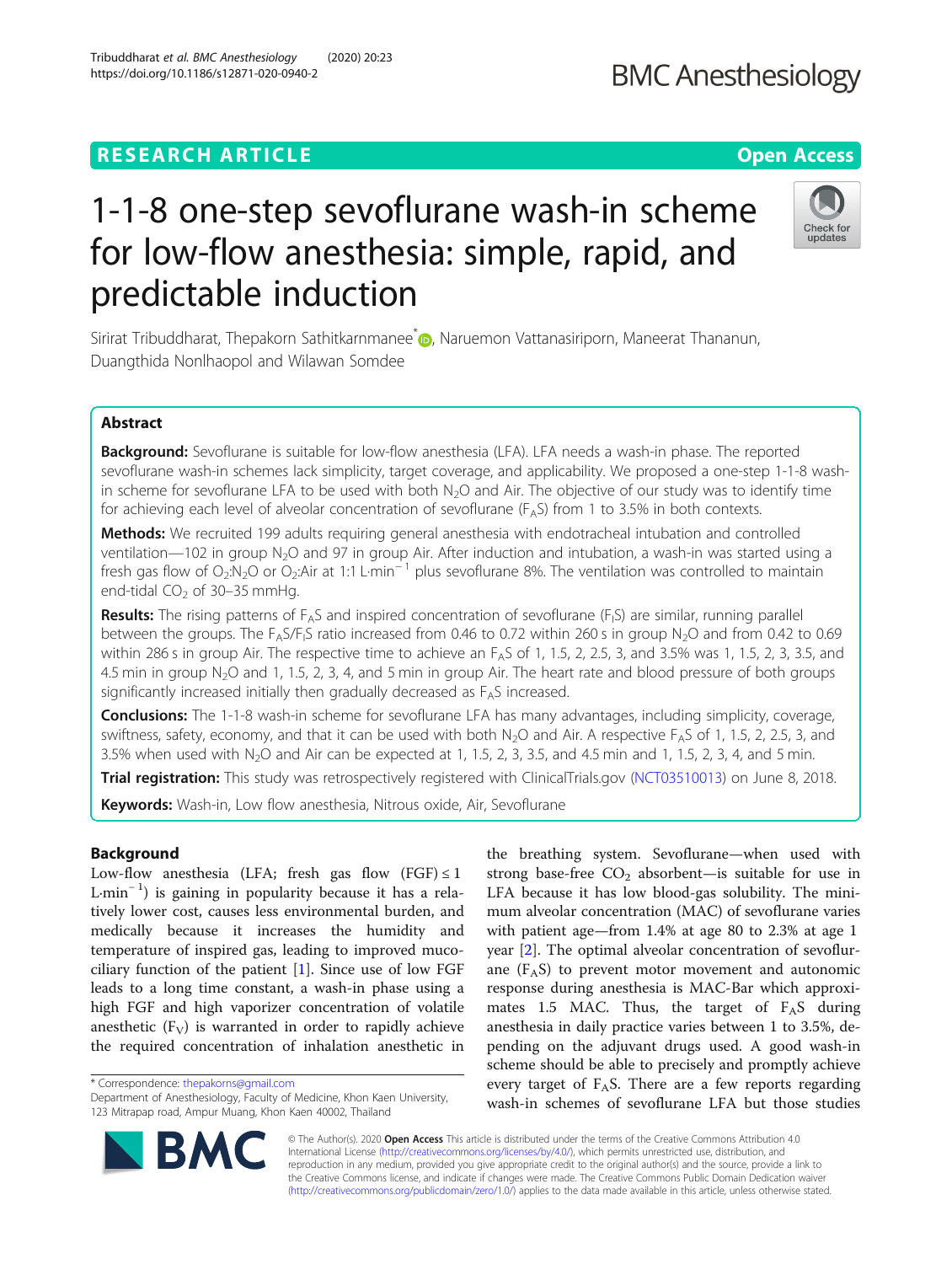# 1-1-8 one-step sevoflurane wash-in scheme for low-flow anesthesia: simple, rapid, and predictable induction

Sirirat Tribuddharat, Thepakorn Sathitkarnmanee*, Naruemon Vattanasiriporn, Maneerat Thananun, Duangthida Nonlhaopol and Wilawan Somdee

## Abstract

**Background:** Sevoflurane is suitable for low-flow anesthesia (LFA). LFA needs a wash-in phase. The reported sevoflurane wash-in schemes lack simplicity, target coverage, and applicability. We proposed a one-step 1-1-8 wash-in scheme for sevoflurane LFA to be used with both $N_2O$ and Air. The objective of our study was to identify time for achieving each level of alveolar concentration of sevoflurane ($F_AS$) from 1 to 3.5% in both contexts.

**Methods:** We recruited 199 adults requiring general anesthesia with endotracheal intubation and controlled ventilation—102 in group $N_2O$ and 97 in group Air. After induction and intubation, a wash-in was started using a fresh gas flow of $O_2$:$N_2O$ or $O_2$:Air at 1:1 $L \cdot min^{-1}$ plus sevoflurane 8%. The ventilation was controlled to maintain end-tidal $CO_2$ of 30–35 mmHg.

**Results:** The rising patterns of $F_AS$ and inspired concentration of sevoflurane ($F_IS$) are similar, running parallel between the groups. The $F_AS/F_IS$ ratio increased from 0.46 to 0.72 within 260 s in group $N_2O$ and from 0.42 to 0.69 within 286 s in group Air. The respective time to achieve an $F_AS$ of 1, 1.5, 2, 2.5, 3, and 3.5% was 1, 1.5, 2, 3, 3.5, and 4.5 min in group $N_2O$ and 1, 1.5, 2, 3, 4, and 5 min in group Air. The heart rate and blood pressure of both groups significantly increased initially then gradually decreased as $F_AS$ increased.

**Conclusions:** The 1-1-8 wash-in scheme for sevoflurane LFA has many advantages, including simplicity, coverage, swiftness, safety, economy, and that it can be used with both $N_2O$ and Air. A respective $F_AS$ of 1, 1.5, 2, 2.5, 3, and 3.5% when used with $N_2O$ and Air can be expected at 1, 1.5, 2, 3, 3.5, and 4.5 min and 1, 1.5, 2, 3, 4, and 5 min.

**Trial registration:** This study was retrospectively registered with ClinicalTrials.gov (NCT03510013) on June 8, 2018.

**Keywords:** Wash-in, Low flow anesthesia, Nitrous oxide, Air, Sevoflurane

## Background

Low-flow anesthesia (LFA; fresh gas flow (FGF) ≤ 1 $L \cdot min^{-1}$) is gaining in popularity because it has a relatively lower cost, causes less environmental burden, and medically because it increases the humidity and temperature of inspired gas, leading to improved mucociliary function of the patient [1]. Since use of low FGF leads to a long time constant, a wash-in phase using a high FGF and high vaporizer concentration of volatile anesthetic ($F_V$) is warranted in order to rapidly achieve the required concentration of inhalation anesthetic in the breathing system. Sevoflurane—when used with strong base-free $CO_2$ absorbent—is suitable for use in LFA because it has low blood-gas solubility. The minimum alveolar concentration (MAC) of sevoflurane varies with patient age—from 1.4% at age 80 to 2.3% at age 1 year [2]. The optimal alveolar concentration of sevoflurane ($F_AS$) to prevent motor movement and autonomic response during anesthesia is MAC-Bar which approximates 1.5 MAC. Thus, the target of $F_AS$ during anesthesia in daily practice varies between 1 to 3.5%, depending on the adjuvant drugs used. A good wash-in scheme should be able to precisely and promptly achieve every target of $F_AS$. There are a few reports regarding wash-in schemes of sevoflurane LFA but those studies

\* Correspondence: thepakorns@gmail.com
Department of Anesthesiology, Faculty of Medicine, Khon Kaen University, 123 Mitrapap road, Ampur Muang, Khon Kaen 40002, Thailand

© The Author(s). 2020 **Open Access** This article is distributed under the terms of the Creative Commons Attribution 4.0 International License (http://creativecommons.org/licenses/by/4.0/), which permits unrestricted use, distribution, and reproduction in any medium, provided you give appropriate credit to the original author(s) and the source, provide a link to the Creative Commons license, and indicate if changes were made. The Creative Commons Public Domain Dedication waiver (http://creativecommons.org/publicdomain/zero/1.0/) applies to the data made available in this article, unless otherwise stated.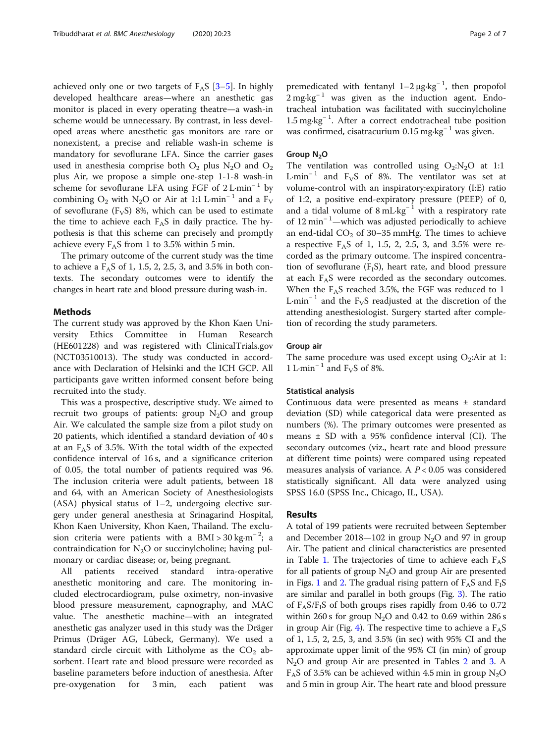achieved only one or two targets of $F_AS$ [3–5]. In highly developed healthcare areas—where an anesthetic gas monitor is placed in every operating theatre—a wash-in scheme would be unnecessary. By contrast, in less developed areas where anesthetic gas monitors are rare or nonexistent, a precise and reliable wash-in scheme is mandatory for sevoflurane LFA. Since the carrier gases used in anesthesia comprise both $O_2$ plus $N_2O$ and $O_2$ plus Air, we propose a simple one-step 1-1-8 wash-in scheme for sevoflurane LFA using FGF of 2 $L \cdot min^{-1}$ by combining $O_2$ with $N_2O$ or Air at 1:1 $L \cdot min^{-1}$ and a $F_V$ of sevoflurane ($F_VS$) 8%, which can be used to estimate the time to achieve each $F_AS$ in daily practice. The hypothesis is that this scheme can precisely and promptly achieve every $F_AS$ from 1 to 3.5% within 5 min.

The primary outcome of the current study was the time to achieve a $F_AS$ of 1, 1.5, 2, 2.5, 3, and 3.5% in both contexts. The secondary outcomes were to identify the changes in heart rate and blood pressure during wash-in.

## Methods

The current study was approved by the Khon Kaen University Ethics Committee in Human Research (HE601228) and was registered with ClinicalTrials.gov (NCT03510013). The study was conducted in accordance with Declaration of Helsinki and the ICH GCP. All participants gave written informed consent before being recruited into the study.

This was a prospective, descriptive study. We aimed to recruit two groups of patients: group $N_2O$ and group Air. We calculated the sample size from a pilot study on 20 patients, which identified a standard deviation of 40 s at an $F_AS$ of 3.5%. With the total width of the expected confidence interval of 16 s, and a significance criterion of 0.05, the total number of patients required was 96. The inclusion criteria were adult patients, between 18 and 64, with an American Society of Anesthesiologists (ASA) physical status of 1–2, undergoing elective surgery under general anesthesia at Srinagarind Hospital, Khon Kaen University, Khon Kaen, Thailand. The exclusion criteria were patients with a BMI > 30 $kg \cdot m^{-2}$; a contraindication for $N_2O$ or succinylcholine; having pulmonary or cardiac disease; or, being pregnant.

All patients received standard intra-operative anesthetic monitoring and care. The monitoring included electrocardiogram, pulse oximetry, non-invasive blood pressure measurement, capnography, and MAC value. The anesthetic machine—with an integrated anesthetic gas analyzer used in this study was the Dräger Primus (Dräger AG, Lübeck, Germany). We used a standard circle circuit with Litholyme as the $CO_2$ absorbent. Heart rate and blood pressure were recorded as baseline parameters before induction of anesthesia. After pre-oxygenation for 3 min, each patient was premedicated with fentanyl 1–2 $\mu g \cdot kg^{-1}$, then propofol 2 $mg \cdot kg^{-1}$ was given as the induction agent. Endotracheal intubation was facilitated with succinylcholine 1.5 $mg \cdot kg^{-1}$. After a correct endotracheal tube position was confirmed, cisatracurium 0.15 $mg \cdot kg^{-1}$ was given.

### Group $N_2O$

The ventilation was controlled using $O_2$:$N_2O$ at 1:1 $L \cdot min^{-1}$ and $F_VS$ of 8%. The ventilator was set at volume-control with an inspiratory:expiratory (I:E) ratio of 1:2, a positive end-expiratory pressure (PEEP) of 0, and a tidal volume of 8 $mL \cdot kg^{-1}$ with a respiratory rate of 12 $min^{-1}$—which was adjusted periodically to achieve an end-tidal $CO_2$ of 30–35 mmHg. The times to achieve a respective $F_AS$ of 1, 1.5, 2, 2.5, 3, and 3.5% were recorded as the primary outcome. The inspired concentration of sevoflurane ($F_IS$), heart rate, and blood pressure at each $F_AS$ were recorded as the secondary outcomes. When the $F_AS$ reached 3.5%, the FGF was reduced to 1 $L \cdot min^{-1}$ and the $F_VS$ readjusted at the discretion of the attending anesthesiologist. Surgery started after completion of recording the study parameters.

### Group air

The same procedure was used except using $O_2$:Air at 1:1 $L \cdot min^{-1}$ and $F_VS$ of 8%.

### Statistical analysis

Continuous data were presented as means ± standard deviation (SD) while categorical data were presented as numbers (%). The primary outcomes were presented as means ± SD with a 95% confidence interval (CI). The secondary outcomes (viz., heart rate and blood pressure at different time points) were compared using repeated measures analysis of variance. A $P < 0.05$ was considered statistically significant. All data were analyzed using SPSS 16.0 (SPSS Inc., Chicago, IL, USA).

## Results

A total of 199 patients were recruited between September and December 2018—102 in group $N_2O$ and 97 in group Air. The patient and clinical characteristics are presented in Table 1. The trajectories of time to achieve each $F_AS$ for all patients of group $N_2O$ and group Air are presented in Figs. 1 and 2. The gradual rising pattern of $F_AS$ and $F_IS$ are similar and parallel in both groups (Fig. 3). The ratio of $F_AS/F_IS$ of both groups rises rapidly from 0.46 to 0.72 within 260 s for group $N_2O$ and 0.42 to 0.69 within 286 s in group Air (Fig. 4). The respective time to achieve a $F_AS$ of 1, 1.5, 2, 2.5, 3, and 3.5% (in sec) with 95% CI and the approximate upper limit of the 95% CI (in min) of group $N_2O$ and group Air are presented in Tables 2 and 3. A $F_AS$ of 3.5% can be achieved within 4.5 min in group $N_2O$ and 5 min in group Air. The heart rate and blood pressure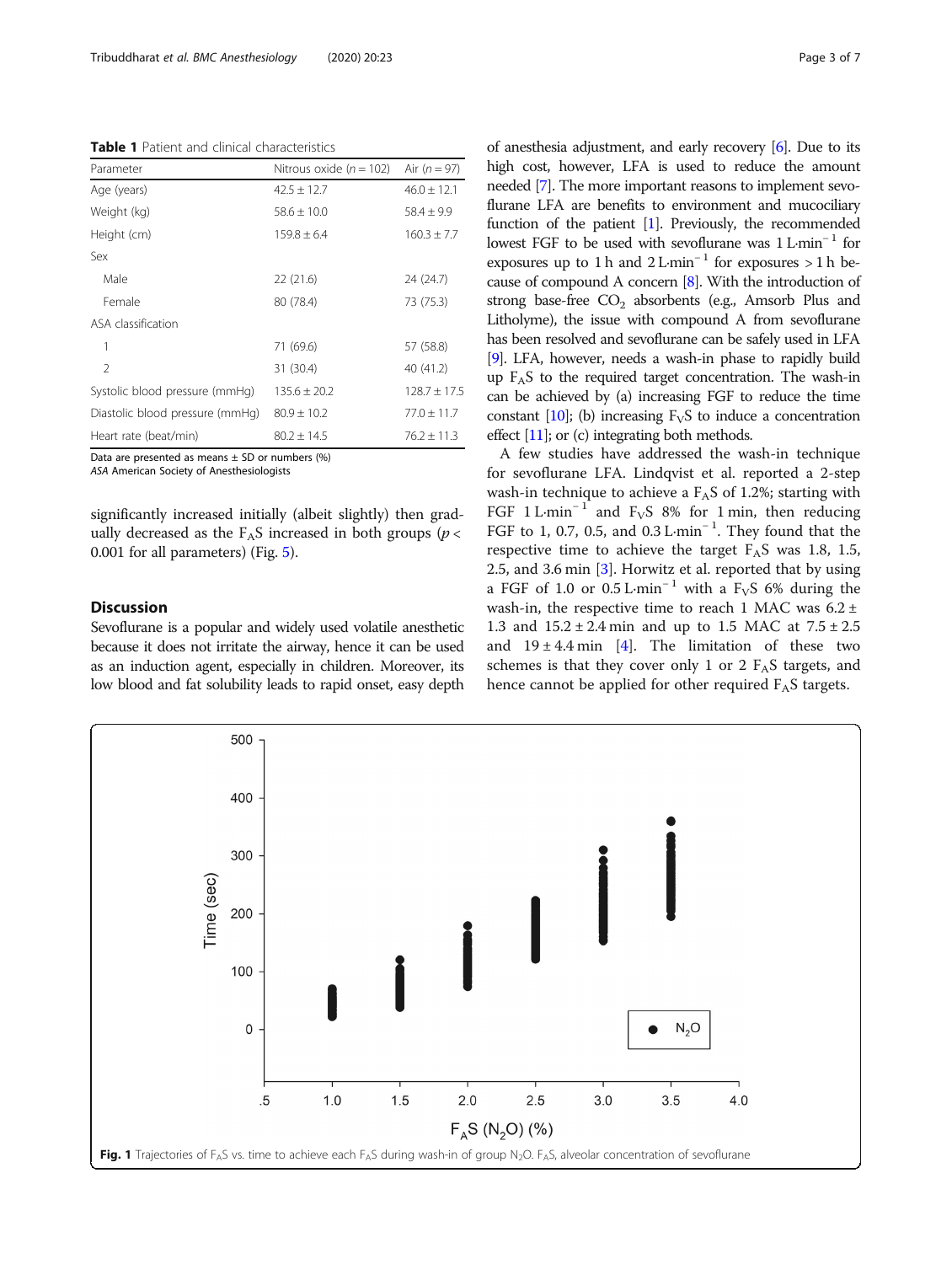**Table 1** Patient and clinical characteristics

| Parameter | Nitrous oxide ($n = 102$) | Air ($n = 97$) |
|---|---|---|
| Age (years) | 42.5 ± 12.7 | 46.0 ± 12.1 |
| Weight (kg) | 58.6 ± 10.0 | 58.4 ± 9.9 |
| Height (cm) | 159.8 ± 6.4 | 160.3 ± 7.7 |
| Sex | | |
| Male | 22 (21.6) | 24 (24.7) |
| Female | 80 (78.4) | 73 (75.3) |
| ASA classification | | |
| 1 | 71 (69.6) | 57 (58.8) |
| 2 | 31 (30.4) | 40 (41.2) |
| Systolic blood pressure (mmHg) | 135.6 ± 20.2 | 128.7 ± 17.5 |
| Diastolic blood pressure (mmHg) | 80.9 ± 10.2 | 77.0 ± 11.7 |
| Heart rate (beat/min) | 80.2 ± 14.5 | 76.2 ± 11.3 |

Data are presented as means ± SD or numbers (%)
*ASA* American Society of Anesthesiologists

significantly increased initially (albeit slightly) then gradually decreased as the $F_AS$ increased in both groups ($p < 0.001$ for all parameters) (Fig. 5).

## Discussion

Sevoflurane is a popular and widely used volatile anesthetic because it does not irritate the airway, hence it can be used as an induction agent, especially in children. Moreover, its low blood and fat solubility leads to rapid onset, easy depth of anesthesia adjustment, and early recovery [6]. Due to its high cost, however, LFA is used to reduce the amount needed [7]. The more important reasons to implement sevoflurane LFA are benefits to environment and mucociliary function of the patient [1]. Previously, the recommended lowest FGF to be used with sevoflurane was 1 L·min$^{-1}$ for exposures up to 1 h and 2 L·min$^{-1}$ for exposures > 1 h because of compound A concern [8]. With the introduction of strong base-free $CO_2$ absorbents (e.g., Amsorb Plus and Litholyme), the issue with compound A from sevoflurane has been resolved and sevoflurane can be safely used in LFA [9]. LFA, however, needs a wash-in phase to rapidly build up $F_AS$ to the required target concentration. The wash-in can be achieved by (a) increasing FGF to reduce the time constant [10]; (b) increasing $F_VS$ to induce a concentration effect [11]; or (c) integrating both methods.

A few studies have addressed the wash-in technique for sevoflurane LFA. Lindqvist et al. reported a 2-step wash-in technique to achieve a $F_AS$ of 1.2%; starting with FGF 1 L·min$^{-1}$ and $F_VS$ 8% for 1 min, then reducing FGF to 1, 0.7, 0.5, and 0.3 L·min$^{-1}$. They found that the respective time to achieve the target $F_AS$ was 1.8, 1.5, 2.5, and 3.6 min [3]. Horwitz et al. reported that by using a FGF of 1.0 or 0.5 L·min$^{-1}$ with a $F_VS$ 6% during the wash-in, the respective time to reach 1 MAC was 6.2 ± 1.3 and 15.2 ± 2.4 min and up to 1.5 MAC at 7.5 ± 2.5 and 19 ± 4.4 min [4]. The limitation of these two schemes is that they cover only 1 or 2 $F_AS$ targets, and hence cannot be applied for other required $F_AS$ targets.

**Fig. 1** Trajectories of $F_AS$ vs. time to achieve each $F_AS$ during wash-in of group $N_2O$. $F_AS$, alveolar concentration of sevoflurane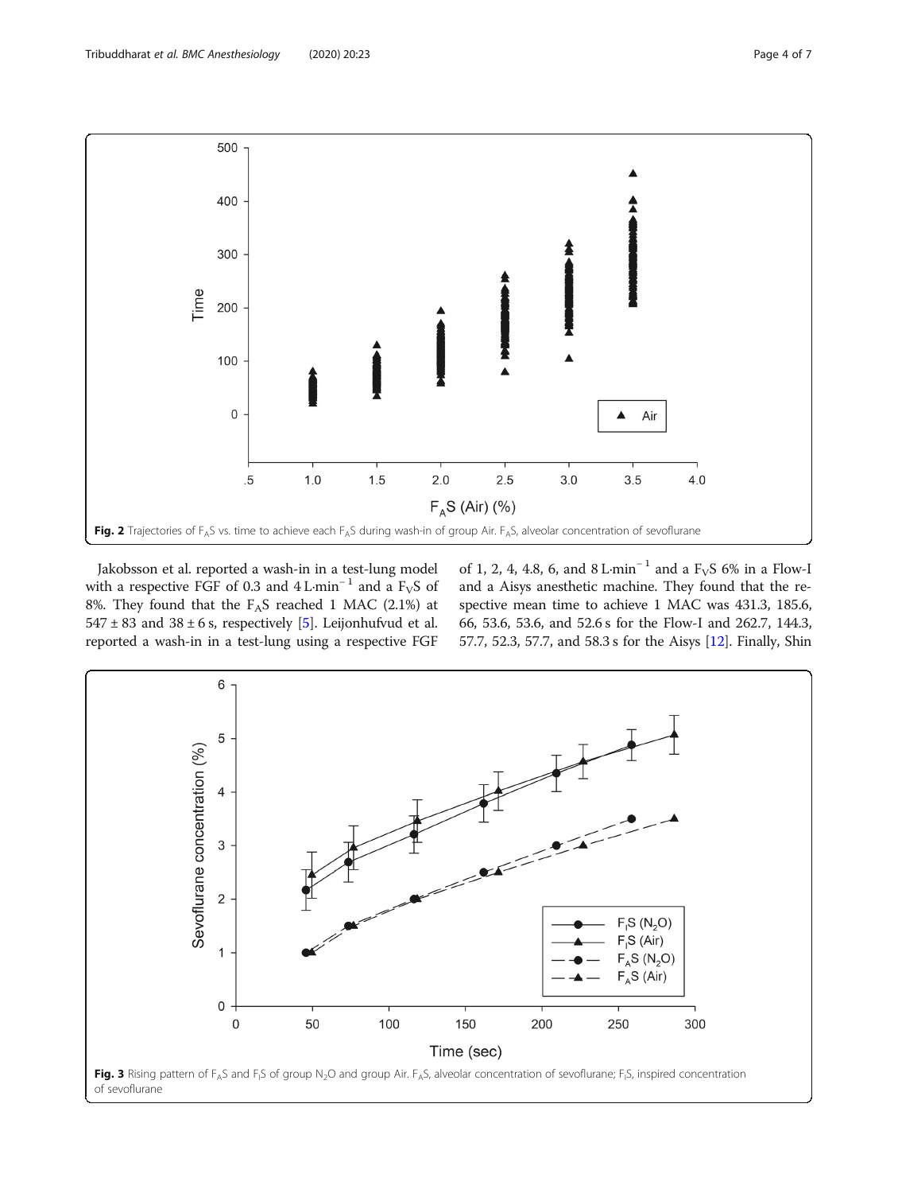Fig. 2 Trajectories of $F_AS$ vs. time to achieve each $F_AS$ during wash-in of group Air. $F_AS$, alveolar concentration of sevoflurane

Jakobsson et al. reported a wash-in in a test-lung model with a respective FGF of 0.3 and 4 L·min$^{-1}$ and a $F_VS$ of 8%. They found that the $F_AS$ reached 1 MAC (2.1%) at 547 ± 83 and 38 ± 6 s, respectively [5]. Leijonhufvud et al. reported a wash-in in a test-lung using a respective FGF of 1, 2, 4, 4.8, 6, and 8 L·min$^{-1}$ and a $F_VS$ 6% in a Flow-I and a Aisys anesthetic machine. They found that the respective mean time to achieve 1 MAC was 431.3, 185.6, 66, 53.6, 53.6, and 52.6 s for the Flow-I and 262.7, 144.3, 57.7, 52.3, 57.7, and 58.3 s for the Aisys [12]. Finally, Shin

Fig. 3 Rising pattern of $F_AS$ and $F_IS$ of group $N_2O$ and group Air. $F_AS$, alveolar concentration of sevoflurane; $F_IS$, inspired concentration of sevoflurane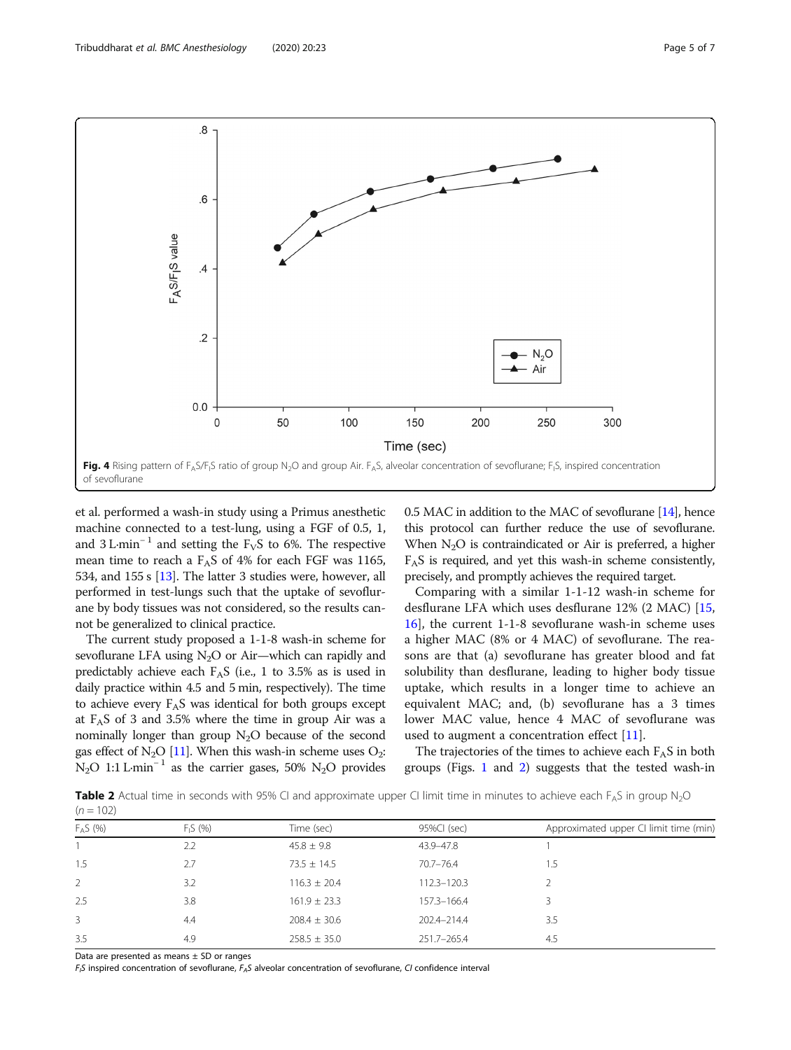**Fig. 4** Rising pattern of $F_AS/F_IS$ ratio of group $N_2O$ and group Air. $F_AS$, alveolar concentration of sevoflurane; $F_IS$, inspired concentration of sevoflurane

et al. performed a wash-in study using a Primus anesthetic machine connected to a test-lung, using a FGF of 0.5, 1, and 3 L·min$^{-1}$ and setting the $F_VS$ to 6%. The respective mean time to reach a $F_AS$ of 4% for each FGF was 1165, 534, and 155 s [13]. The latter 3 studies were, however, all performed in test-lungs such that the uptake of sevoflurane by body tissues was not considered, so the results cannot be generalized to clinical practice.

The current study proposed a 1-1-8 wash-in scheme for sevoflurane LFA using $N_2O$ or Air—which can rapidly and predictably achieve each $F_AS$ (i.e., 1 to 3.5% as is used in daily practice within 4.5 and 5 min, respectively). The time to achieve every $F_AS$ was identical for both groups except at $F_AS$ of 3 and 3.5% where the time in group Air was a nominally longer than group $N_2O$ because of the second gas effect of $N_2O$ [11]. When this wash-in scheme uses $O_2$: $N_2O$ 1:1 L·min$^{-1}$ as the carrier gases, 50% $N_2O$ provides 0.5 MAC in addition to the MAC of sevoflurane [14], hence this protocol can further reduce the use of sevoflurane. When $N_2O$ is contraindicated or Air is preferred, a higher $F_AS$ is required, and yet this wash-in scheme consistently, precisely, and promptly achieves the required target.

Comparing with a similar 1-1-12 wash-in scheme for desflurane LFA which uses desflurane 12% (2 MAC) [15, 16], the current 1-1-8 sevoflurane wash-in scheme uses a higher MAC (8% or 4 MAC) of sevoflurane. The reasons are that (a) sevoflurane has greater blood and fat solubility than desflurane, leading to higher body tissue uptake, which results in a longer time to achieve an equivalent MAC; and, (b) sevoflurane has a 3 times lower MAC value, hence 4 MAC of sevoflurane was used to augment a concentration effect [11].

The trajectories of the times to achieve each $F_AS$ in both groups (Figs. 1 and 2) suggests that the tested wash-in

**Table 2** Actual time in seconds with 95% CI and approximate upper CI limit time in minutes to achieve each $F_AS$ in group $N_2O$ ($n = 102$)

| $F_AS$ (%) | $F_IS$ (%) | Time (sec) | 95%CI (sec) | Approximated upper CI limit time (min) |
|---|---|---|---|---|
| 1 | 2.2 | 45.8 ± 9.8 | 43.9–47.8 | 1 |
| 1.5 | 2.7 | 73.5 ± 14.5 | 70.7–76.4 | 1.5 |
| 2 | 3.2 | 116.3 ± 20.4 | 112.3–120.3 | 2 |
| 2.5 | 3.8 | 161.9 ± 23.3 | 157.3–166.4 | 3 |
| 3 | 4.4 | 208.4 ± 30.6 | 202.4–214.4 | 3.5 |
| 3.5 | 4.9 | 258.5 ± 35.0 | 251.7–265.4 | 4.5 |

Data are presented as means ± SD or ranges

*$F_IS$* inspired concentration of sevoflurane, *$F_AS$* alveolar concentration of sevoflurane, *CI* confidence interval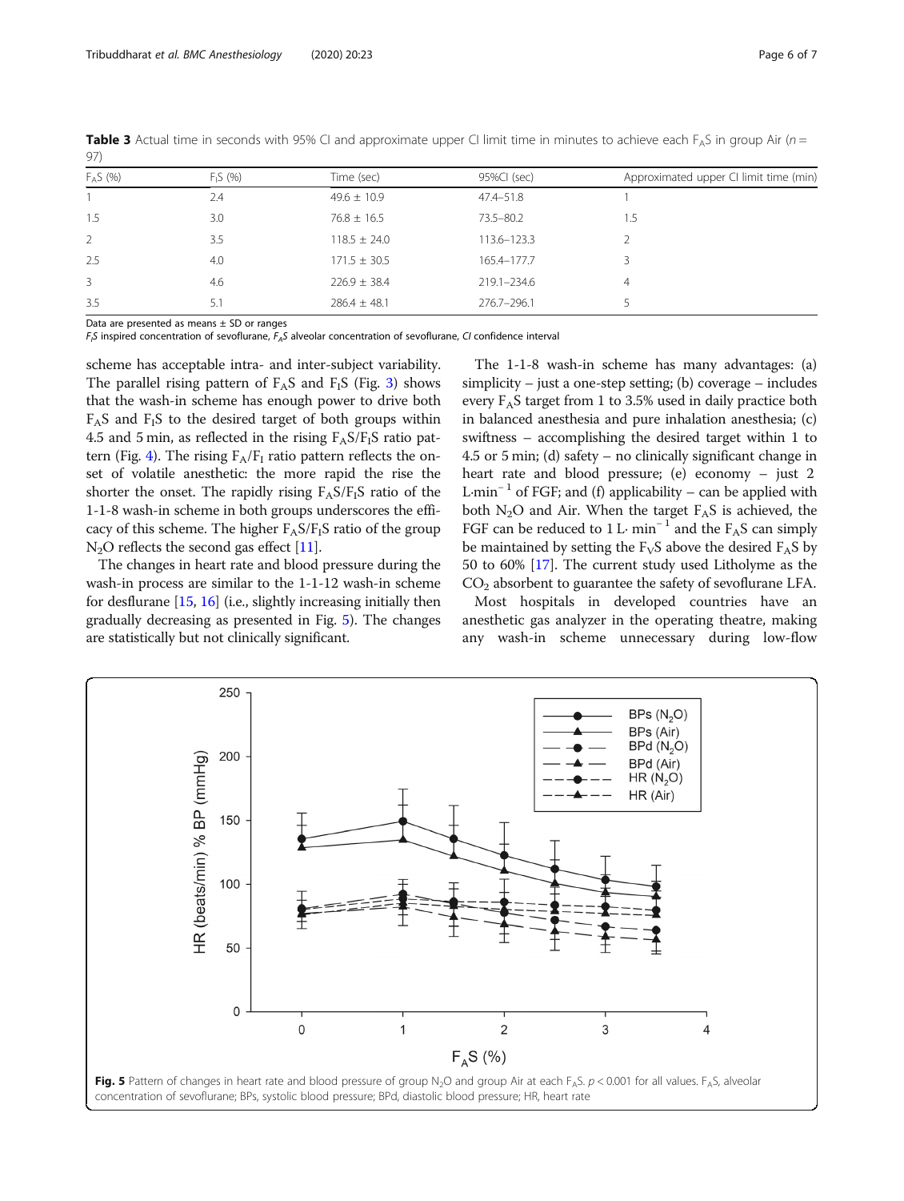**Table 3** Actual time in seconds with 95% CI and approximate upper CI limit time in minutes to achieve each $F_AS$ in group Air ($n$ = 97)

| $F_AS$ (%) | $F_IS$ (%) | Time (sec) | 95%CI (sec) | Approximated upper CI limit time (min) |
|---|---|---|---|---|
| 1 | 2.4 | 49.6 ± 10.9 | 47.4–51.8 | 1 |
| 1.5 | 3.0 | 76.8 ± 16.5 | 73.5–80.2 | 1.5 |
| 2 | 3.5 | 118.5 ± 24.0 | 113.6–123.3 | 2 |
| 2.5 | 4.0 | 171.5 ± 30.5 | 165.4–177.7 | 3 |
| 3 | 4.6 | 226.9 ± 38.4 | 219.1–234.6 | 4 |
| 3.5 | 5.1 | 286.4 ± 48.1 | 276.7–296.1 | 5 |

Data are presented as means ± SD or ranges
*$F_IS$* inspired concentration of sevoflurane, *$F_AS$* alveolar concentration of sevoflurane, *CI* confidence interval

scheme has acceptable intra- and inter-subject variability. The parallel rising pattern of $F_AS$ and $F_IS$ (Fig. 3) shows that the wash-in scheme has enough power to drive both $F_AS$ and $F_IS$ to the desired target of both groups within 4.5 and 5 min, as reflected in the rising $F_AS/F_IS$ ratio pattern (Fig. 4). The rising $F_A/F_I$ ratio pattern reflects the onset of volatile anesthetic: the more rapid the rise the shorter the onset. The rapidly rising $F_AS/F_IS$ ratio of the 1-1-8 wash-in scheme in both groups underscores the efficacy of this scheme. The higher $F_AS/F_IS$ ratio of the group $N_2O$ reflects the second gas effect [11].

The changes in heart rate and blood pressure during the wash-in process are similar to the 1-1-12 wash-in scheme for desflurane [15, 16] (i.e., slightly increasing initially then gradually decreasing as presented in Fig. 5). The changes are statistically but not clinically significant.

The 1-1-8 wash-in scheme has many advantages: (a) simplicity – just a one-step setting; (b) coverage – includes every $F_AS$ target from 1 to 3.5% used in daily practice both in balanced anesthesia and pure inhalation anesthesia; (c) swiftness – accomplishing the desired target within 1 to 4.5 or 5 min; (d) safety – no clinically significant change in heart rate and blood pressure; (e) economy – just 2 $L{\cdot}min^{-1}$ of FGF; and (f) applicability – can be applied with both $N_2O$ and Air. When the target $F_AS$ is achieved, the FGF can be reduced to 1 $L{\cdot}min^{-1}$ and the $F_AS$ can simply be maintained by setting the $F_VS$ above the desired $F_AS$ by 50 to 60% [17]. The current study used Litholyme as the $CO_2$ absorbent to guarantee the safety of sevoflurane LFA.

Most hospitals in developed countries have an anesthetic gas analyzer in the operating theatre, making any wash-in scheme unnecessary during low-flow

**Fig. 5** Pattern of changes in heart rate and blood pressure of group $N_2O$ and group Air at each $F_AS$. $p < 0.001$ for all values. $F_AS$, alveolar concentration of sevoflurane; BPs, systolic blood pressure; BPd, diastolic blood pressure; HR, heart rate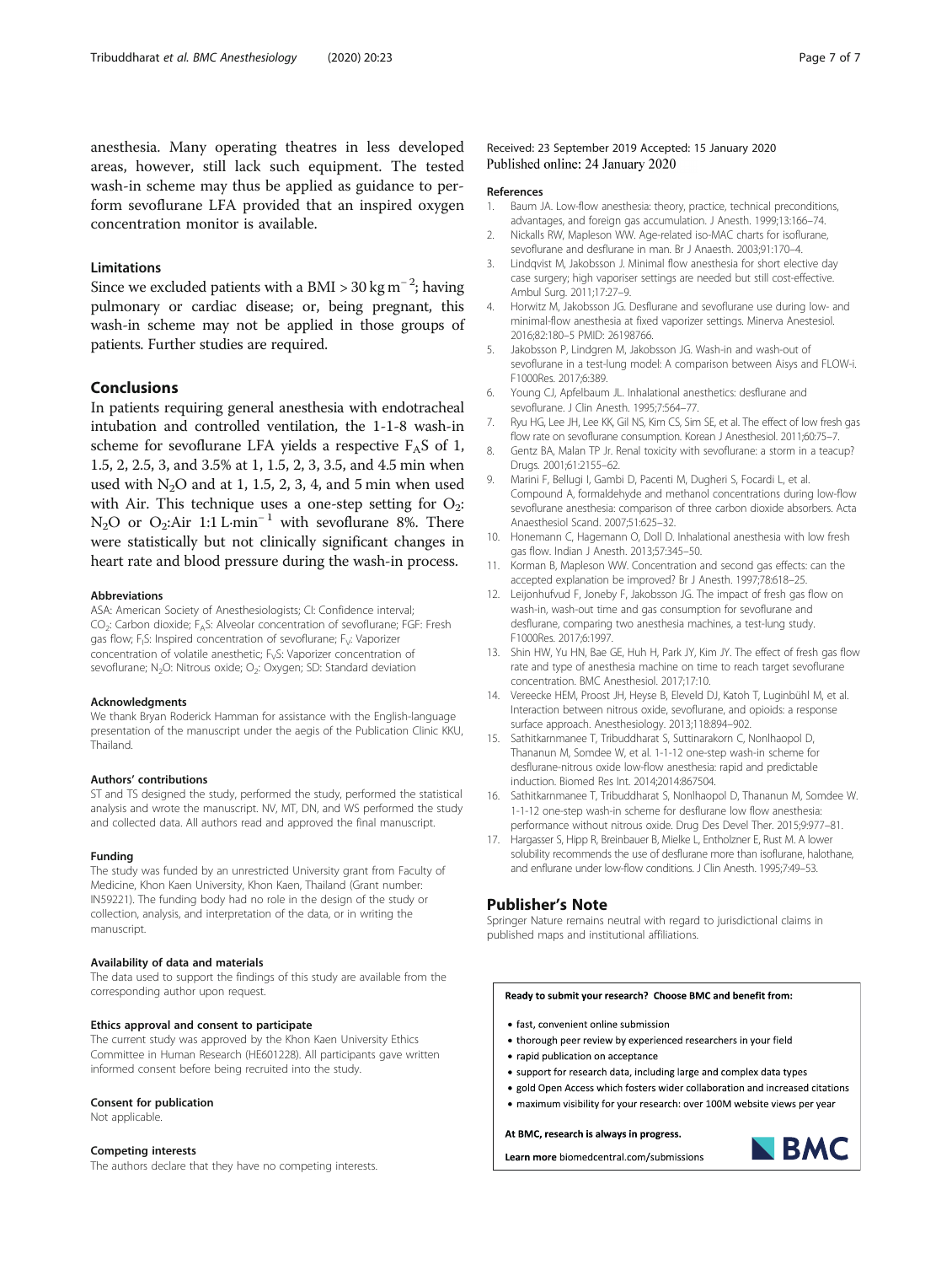anesthesia. Many operating theatres in less developed areas, however, still lack such equipment. The tested wash-in scheme may thus be applied as guidance to perform sevoflurane LFA provided that an inspired oxygen concentration monitor is available.

## Limitations

Since we excluded patients with a BMI > 30 kg $m^{-2}$; having pulmonary or cardiac disease; or, being pregnant, this wash-in scheme may not be applied in those groups of patients. Further studies are required.

## Conclusions

In patients requiring general anesthesia with endotracheal intubation and controlled ventilation, the 1-1-8 wash-in scheme for sevoflurane LFA yields a respective $F_AS$ of 1, 1.5, 2, 2.5, 3, and 3.5% at 1, 1.5, 2, 3, 3.5, and 4.5 min when used with $N_2O$ and at 1, 1.5, 2, 3, 4, and 5 min when used with Air. This technique uses a one-step setting for $O_2$:$N_2O$ or $O_2$:Air 1:1 L·$min^{-1}$ with sevoflurane 8%. There were statistically but not clinically significant changes in heart rate and blood pressure during the wash-in process.

### Abbreviations

ASA: American Society of Anesthesiologists; CI: Confidence interval; $CO_2$: Carbon dioxide; $F_AS$: Alveolar concentration of sevoflurane; FGF: Fresh gas flow; $F_IS$: Inspired concentration of sevoflurane; $F_V$: Vaporizer concentration of volatile anesthetic; $F_VS$: Vaporizer concentration of sevoflurane; $N_2O$: Nitrous oxide; $O_2$: Oxygen; SD: Standard deviation

### Acknowledgments

We thank Bryan Roderick Hamman for assistance with the English-language presentation of the manuscript under the aegis of the Publication Clinic KKU, Thailand.

### Authors' contributions

ST and TS designed the study, performed the study, performed the statistical analysis and wrote the manuscript. NV, MT, DN, and WS performed the study and collected data. All authors read and approved the final manuscript.

### Funding

The study was funded by an unrestricted University grant from Faculty of Medicine, Khon Kaen University, Khon Kaen, Thailand (Grant number: IN59221). The funding body had no role in the design of the study or collection, analysis, and interpretation of the data, or in writing the manuscript.

### Availability of data and materials

The data used to support the findings of this study are available from the corresponding author upon request.

### Ethics approval and consent to participate

The current study was approved by the Khon Kaen University Ethics Committee in Human Research (HE601228). All participants gave written informed consent before being recruited into the study.

### Consent for publication

Not applicable.

### Competing interests

The authors declare that they have no competing interests.

Received: 23 September 2019 Accepted: 15 January 2020
Published online: 24 January 2020

### References

1. Baum JA. Low-flow anesthesia: theory, practice, technical preconditions, advantages, and foreign gas accumulation. J Anesth. 1999;13:166–74.
2. Nickalls RW, Mapleson WW. Age-related iso-MAC charts for isoflurane, sevoflurane and desflurane in man. Br J Anaesth. 2003;91:170–4.
3. Lindqvist M, Jakobsson J. Minimal flow anesthesia for short elective day case surgery; high vaporiser settings are needed but still cost-effective. Ambul Surg. 2011;17:27–9.
4. Horwitz M, Jakobsson JG. Desflurane and sevoflurane use during low- and minimal-flow anesthesia at fixed vaporizer settings. Minerva Anestesiol. 2016;82:180–5 PMID: 26198766.
5. Jakobsson P, Lindgren M, Jakobsson JG. Wash-in and wash-out of sevoflurane in a test-lung model: A comparison between Aisys and FLOW-i. F1000Res. 2017;6:389.
6. Young CJ, Apfelbaum JL. Inhalational anesthetics: desflurane and sevoflurane. J Clin Anesth. 1995;7:564–77.
7. Ryu HG, Lee JH, Lee KK, Gil NS, Kim CS, Sim SE, et al. The effect of low fresh gas flow rate on sevoflurane consumption. Korean J Anesthesiol. 2011;60:75–7.
8. Gentz BA, Malan TP Jr. Renal toxicity with sevoflurane: a storm in a teacup? Drugs. 2001;61:2155–62.
9. Marini F, Bellugi I, Gambi D, Pacenti M, Dugheri S, Focardi L, et al. Compound A, formaldehyde and methanol concentrations during low-flow sevoflurane anesthesia: comparison of three carbon dioxide absorbers. Acta Anaesthesiol Scand. 2007;51:625–32.
10. Honemann C, Hagemann O, Doll D. Inhalational anesthesia with low fresh gas flow. Indian J Anesth. 2013;57:345–50.
11. Korman B, Mapleson WW. Concentration and second gas effects: can the accepted explanation be improved? Br J Anesth. 1997;78:618–25.
12. Leijonhufvud F, Joneby F, Jakobsson JG. The impact of fresh gas flow on wash-in, wash-out time and gas consumption for sevoflurane and desflurane, comparing two anesthesia machines, a test-lung study. F1000Res. 2017;6:1997.
13. Shin HW, Yu HN, Bae GE, Huh H, Park JY, Kim JY. The effect of fresh gas flow rate and type of anesthesia machine on time to reach target sevoflurane concentration. BMC Anesthesiol. 2017;17:10.
14. Vereecke HEM, Proost JH, Heyse B, Eleveld DJ, Katoh T, Luginbühl M, et al. Interaction between nitrous oxide, sevoflurane, and opioids: a response surface approach. Anesthesiology. 2013;118:894–902.
15. Sathitkarnmanee T, Tribuddharat S, Suttinarakorn C, Nonlhaopol D, Thananun M, Somdee W, et al. 1-1-12 one-step wash-in scheme for desflurane-nitrous oxide low-flow anesthesia: rapid and predictable induction. Biomed Res Int. 2014;2014:867504.
16. Sathitkarnmanee T, Tribuddharat S, Nonlhaopol D, Thananun M, Somdee W. 1-1-12 one-step wash-in scheme for desflurane low flow anesthesia: performance without nitrous oxide. Drug Des Devel Ther. 2015;9:977–81.
17. Hargasser S, Hipp R, Breinbauer B, Mielke L, Entholzner E, Rust M. A lower solubility recommends the use of desflurane more than isoflurane, halothane, and enflurane under low-flow conditions. J Clin Anesth. 1995;7:49–53.

## Publisher's Note

Springer Nature remains neutral with regard to jurisdictional claims in published maps and institutional affiliations.

**Ready to submit your research? Choose BMC and benefit from:**

- fast, convenient online submission
- thorough peer review by experienced researchers in your field
- rapid publication on acceptance
- support for research data, including large and complex data types
- gold Open Access which fosters wider collaboration and increased citations
- maximum visibility for your research: over 100M website views per year

**At BMC, research is always in progress.**

**Learn more** biomedcentral.com/submissions